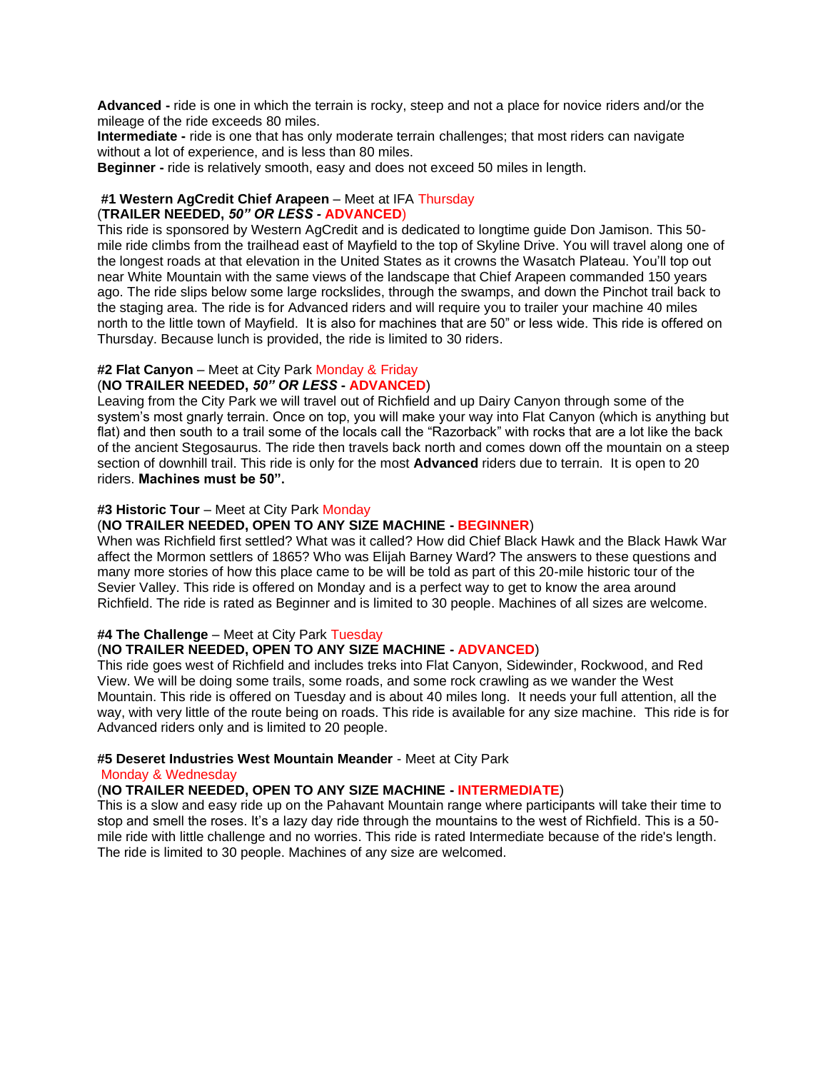**Advanced -** ride is one in which the terrain is rocky, steep and not a place for novice riders and/or the mileage of the ride exceeds 80 miles.
**Intermediate -** ride is one that has only moderate terrain challenges; that most riders can navigate without a lot of experience, and is less than 80 miles.
**Beginner -** ride is relatively smooth, easy and does not exceed 50 miles in length.

**#1 Western AgCredit Chief Arapeen** – Meet at IFA Thursday
(**TRAILER NEEDED, *50" OR LESS* - ADVANCED**)
This ride is sponsored by Western AgCredit and is dedicated to longtime guide Don Jamison. This 50-mile ride climbs from the trailhead east of Mayfield to the top of Skyline Drive. You will travel along one of the longest roads at that elevation in the United States as it crowns the Wasatch Plateau. You'll top out near White Mountain with the same views of the landscape that Chief Arapeen commanded 150 years ago. The ride slips below some large rockslides, through the swamps, and down the Pinchot trail back to the staging area. The ride is for Advanced riders and will require you to trailer your machine 40 miles north to the little town of Mayfield. It is also for machines that are 50" or less wide. This ride is offered on Thursday. Because lunch is provided, the ride is limited to 30 riders.

**#2 Flat Canyon** – Meet at City Park Monday & Friday
(**NO TRAILER NEEDED, *50" OR LESS* - ADVANCED**)
Leaving from the City Park we will travel out of Richfield and up Dairy Canyon through some of the system's most gnarly terrain. Once on top, you will make your way into Flat Canyon (which is anything but flat) and then south to a trail some of the locals call the "Razorback" with rocks that are a lot like the back of the ancient Stegosaurus. The ride then travels back north and comes down off the mountain on a steep section of downhill trail. This ride is only for the most **Advanced** riders due to terrain. It is open to 20 riders. **Machines must be 50".**

**#3 Historic Tour** – Meet at City Park Monday
(**NO TRAILER NEEDED, OPEN TO ANY SIZE MACHINE - BEGINNER**)
When was Richfield first settled? What was it called? How did Chief Black Hawk and the Black Hawk War affect the Mormon settlers of 1865? Who was Elijah Barney Ward? The answers to these questions and many more stories of how this place came to be will be told as part of this 20-mile historic tour of the Sevier Valley. This ride is offered on Monday and is a perfect way to get to know the area around Richfield. The ride is rated as Beginner and is limited to 30 people. Machines of all sizes are welcome.

**#4 The Challenge** – Meet at City Park Tuesday
(**NO TRAILER NEEDED, OPEN TO ANY SIZE MACHINE - ADVANCED**)
This ride goes west of Richfield and includes treks into Flat Canyon, Sidewinder, Rockwood, and Red View. We will be doing some trails, some roads, and some rock crawling as we wander the West Mountain. This ride is offered on Tuesday and is about 40 miles long. It needs your full attention, all the way, with very little of the route being on roads. This ride is available for any size machine. This ride is for Advanced riders only and is limited to 20 people.

**#5 Deseret Industries West Mountain Meander** - Meet at City Park
Monday & Wednesday
(**NO TRAILER NEEDED, OPEN TO ANY SIZE MACHINE - INTERMEDIATE**)
This is a slow and easy ride up on the Pahavant Mountain range where participants will take their time to stop and smell the roses. It's a lazy day ride through the mountains to the west of Richfield. This is a 50-mile ride with little challenge and no worries. This ride is rated Intermediate because of the ride's length. The ride is limited to 30 people. Machines of any size are welcomed.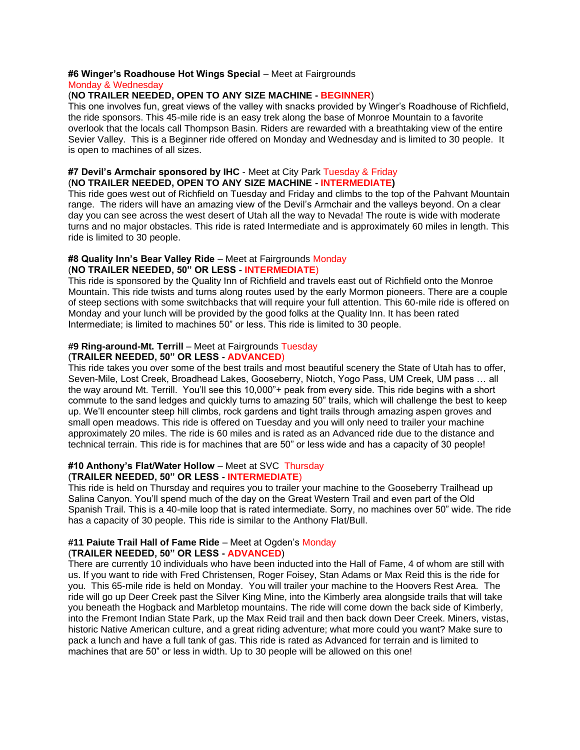**#6 Winger's Roadhouse Hot Wings Special** – Meet at Fairgrounds
Monday & Wednesday
(**NO TRAILER NEEDED, OPEN TO ANY SIZE MACHINE - BEGINNER**)
This one involves fun, great views of the valley with snacks provided by Winger's Roadhouse of Richfield, the ride sponsors. This 45-mile ride is an easy trek along the base of Monroe Mountain to a favorite overlook that the locals call Thompson Basin. Riders are rewarded with a breathtaking view of the entire Sevier Valley. This is a Beginner ride offered on Monday and Wednesday and is limited to 30 people. It is open to machines of all sizes.

**#7 Devil's Armchair sponsored by IHC** - Meet at City Park Tuesday & Friday
(**NO TRAILER NEEDED, OPEN TO ANY SIZE MACHINE - INTERMEDIATE)**
This ride goes west out of Richfield on Tuesday and Friday and climbs to the top of the Pahvant Mountain range. The riders will have an amazing view of the Devil's Armchair and the valleys beyond. On a clear day you can see across the west desert of Utah all the way to Nevada! The route is wide with moderate turns and no major obstacles. This ride is rated Intermediate and is approximately 60 miles in length. This ride is limited to 30 people.

**#8 Quality Inn's Bear Valley Ride** – Meet at Fairgrounds Monday
(**NO TRAILER NEEDED, 50" OR LESS - INTERMEDIATE**)
This ride is sponsored by the Quality Inn of Richfield and travels east out of Richfield onto the Monroe Mountain. This ride twists and turns along routes used by the early Mormon pioneers. There are a couple of steep sections with some switchbacks that will require your full attention. This 60-mile ride is offered on Monday and your lunch will be provided by the good folks at the Quality Inn. It has been rated Intermediate; is limited to machines 50" or less. This ride is limited to 30 people.

#9 **Ring-around-Mt. Terrill** – Meet at Fairgrounds Tuesday
(**TRAILER NEEDED, 50" OR LESS - ADVANCED**)
This ride takes you over some of the best trails and most beautiful scenery the State of Utah has to offer, Seven-Mile, Lost Creek, Broadhead Lakes, Gooseberry, Niotch, Yogo Pass, UM Creek, UM pass … all the way around Mt. Terrill. You'll see this 10,000"+ peak from every side. This ride begins with a short commute to the sand ledges and quickly turns to amazing 50" trails, which will challenge the best to keep up. We'll encounter steep hill climbs, rock gardens and tight trails through amazing aspen groves and small open meadows. This ride is offered on Tuesday and you will only need to trailer your machine approximately 20 miles. The ride is 60 miles and is rated as an Advanced ride due to the distance and technical terrain. This ride is for machines that are 50" or less wide and has a capacity of 30 people!

**#10 Anthony's Flat/Water Hollow** – Meet at SVC Thursday
(**TRAILER NEEDED, 50" OR LESS - INTERMEDIATE**)
This ride is held on Thursday and requires you to trailer your machine to the Gooseberry Trailhead up Salina Canyon. You'll spend much of the day on the Great Western Trail and even part of the Old Spanish Trail. This is a 40-mile loop that is rated intermediate. Sorry, no machines over 50" wide. The ride has a capacity of 30 people. This ride is similar to the Anthony Flat/Bull.

**#11 Paiute Trail Hall of Fame Ride** – Meet at Ogden's Monday
(**TRAILER NEEDED, 50" OR LESS - ADVANCED**)
There are currently 10 individuals who have been inducted into the Hall of Fame, 4 of whom are still with us. If you want to ride with Fred Christensen, Roger Foisey, Stan Adams or Max Reid this is the ride for you. This 65-mile ride is held on Monday. You will trailer your machine to the Hoovers Rest Area. The ride will go up Deer Creek past the Silver King Mine, into the Kimberly area alongside trails that will take you beneath the Hogback and Marbletop mountains. The ride will come down the back side of Kimberly, into the Fremont Indian State Park, up the Max Reid trail and then back down Deer Creek. Miners, vistas, historic Native American culture, and a great riding adventure; what more could you want? Make sure to pack a lunch and have a full tank of gas. This ride is rated as Advanced for terrain and is limited to machines that are 50" or less in width. Up to 30 people will be allowed on this one!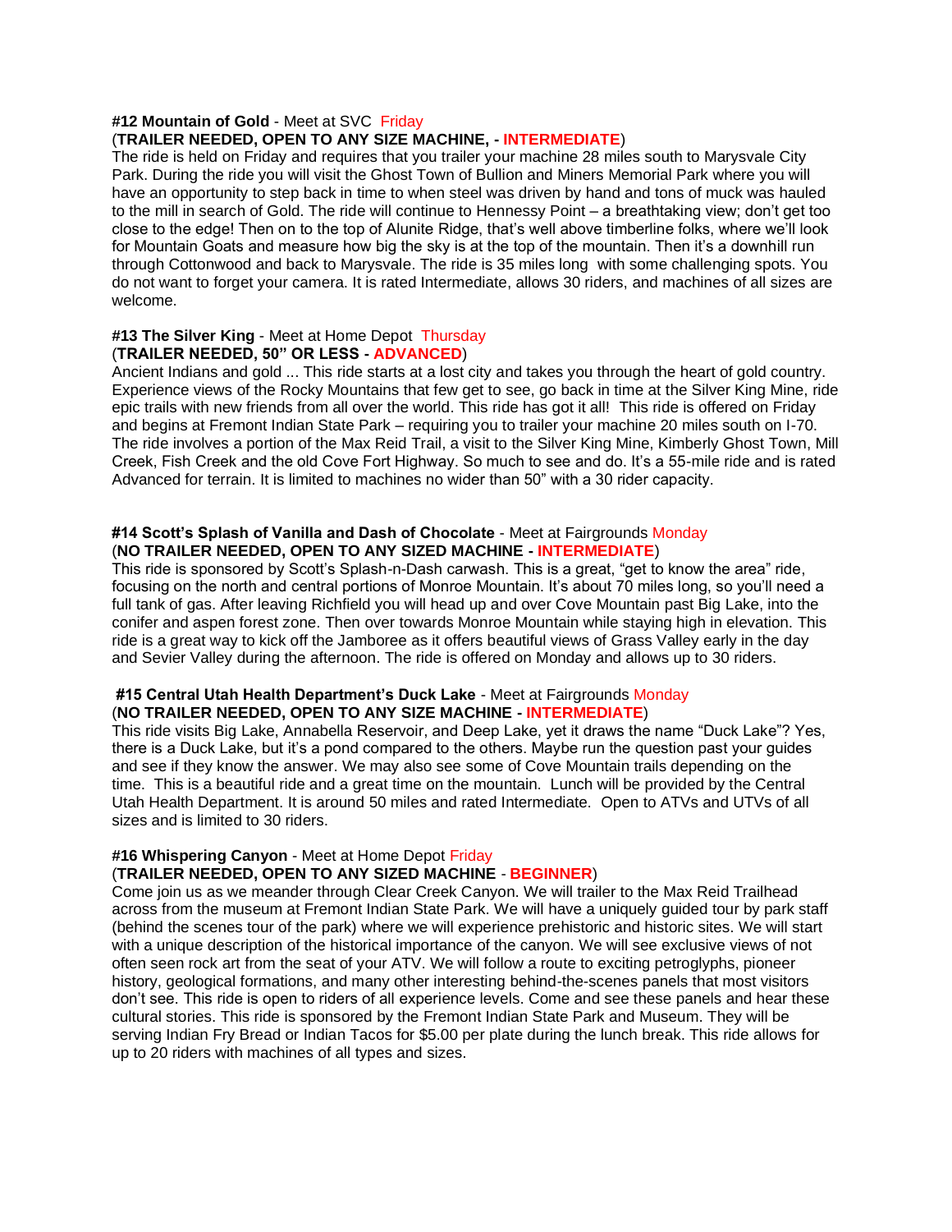**#12 Mountain of Gold** - Meet at SVC Friday
(**TRAILER NEEDED, OPEN TO ANY SIZE MACHINE, - INTERMEDIATE**)
The ride is held on Friday and requires that you trailer your machine 28 miles south to Marysvale City Park. During the ride you will visit the Ghost Town of Bullion and Miners Memorial Park where you will have an opportunity to step back in time to when steel was driven by hand and tons of muck was hauled to the mill in search of Gold. The ride will continue to Hennessy Point – a breathtaking view; don't get too close to the edge! Then on to the top of Alunite Ridge, that's well above timberline folks, where we'll look for Mountain Goats and measure how big the sky is at the top of the mountain. Then it's a downhill run through Cottonwood and back to Marysvale. The ride is 35 miles long with some challenging spots. You do not want to forget your camera. It is rated Intermediate, allows 30 riders, and machines of all sizes are welcome.

**#13 The Silver King** - Meet at Home Depot Thursday
(**TRAILER NEEDED, 50" OR LESS - ADVANCED**)
Ancient Indians and gold ... This ride starts at a lost city and takes you through the heart of gold country. Experience views of the Rocky Mountains that few get to see, go back in time at the Silver King Mine, ride epic trails with new friends from all over the world. This ride has got it all! This ride is offered on Friday and begins at Fremont Indian State Park – requiring you to trailer your machine 20 miles south on I-70. The ride involves a portion of the Max Reid Trail, a visit to the Silver King Mine, Kimberly Ghost Town, Mill Creek, Fish Creek and the old Cove Fort Highway. So much to see and do. It's a 55-mile ride and is rated Advanced for terrain. It is limited to machines no wider than 50" with a 30 rider capacity.

**#14 Scott's Splash of Vanilla and Dash of Chocolate** - Meet at Fairgrounds Monday
(**NO TRAILER NEEDED, OPEN TO ANY SIZED MACHINE - INTERMEDIATE**)
This ride is sponsored by Scott's Splash-n-Dash carwash. This is a great, "get to know the area" ride, focusing on the north and central portions of Monroe Mountain. It's about 70 miles long, so you'll need a full tank of gas. After leaving Richfield you will head up and over Cove Mountain past Big Lake, into the conifer and aspen forest zone. Then over towards Monroe Mountain while staying high in elevation. This ride is a great way to kick off the Jamboree as it offers beautiful views of Grass Valley early in the day and Sevier Valley during the afternoon. The ride is offered on Monday and allows up to 30 riders.

**#15 Central Utah Health Department's Duck Lake** - Meet at Fairgrounds Monday
(**NO TRAILER NEEDED, OPEN TO ANY SIZE MACHINE - INTERMEDIATE**)
This ride visits Big Lake, Annabella Reservoir, and Deep Lake, yet it draws the name "Duck Lake"? Yes, there is a Duck Lake, but it's a pond compared to the others. Maybe run the question past your guides and see if they know the answer. We may also see some of Cove Mountain trails depending on the time. This is a beautiful ride and a great time on the mountain. Lunch will be provided by the Central Utah Health Department. It is around 50 miles and rated Intermediate. Open to ATVs and UTVs of all sizes and is limited to 30 riders.

**#16 Whispering Canyon** - Meet at Home Depot Friday
(**TRAILER NEEDED, OPEN TO ANY SIZED MACHINE - BEGINNER**)
Come join us as we meander through Clear Creek Canyon. We will trailer to the Max Reid Trailhead across from the museum at Fremont Indian State Park. We will have a uniquely guided tour by park staff (behind the scenes tour of the park) where we will experience prehistoric and historic sites. We will start with a unique description of the historical importance of the canyon. We will see exclusive views of not often seen rock art from the seat of your ATV. We will follow a route to exciting petroglyphs, pioneer history, geological formations, and many other interesting behind-the-scenes panels that most visitors don't see. This ride is open to riders of all experience levels. Come and see these panels and hear these cultural stories. This ride is sponsored by the Fremont Indian State Park and Museum. They will be serving Indian Fry Bread or Indian Tacos for $5.00 per plate during the lunch break. This ride allows for up to 20 riders with machines of all types and sizes.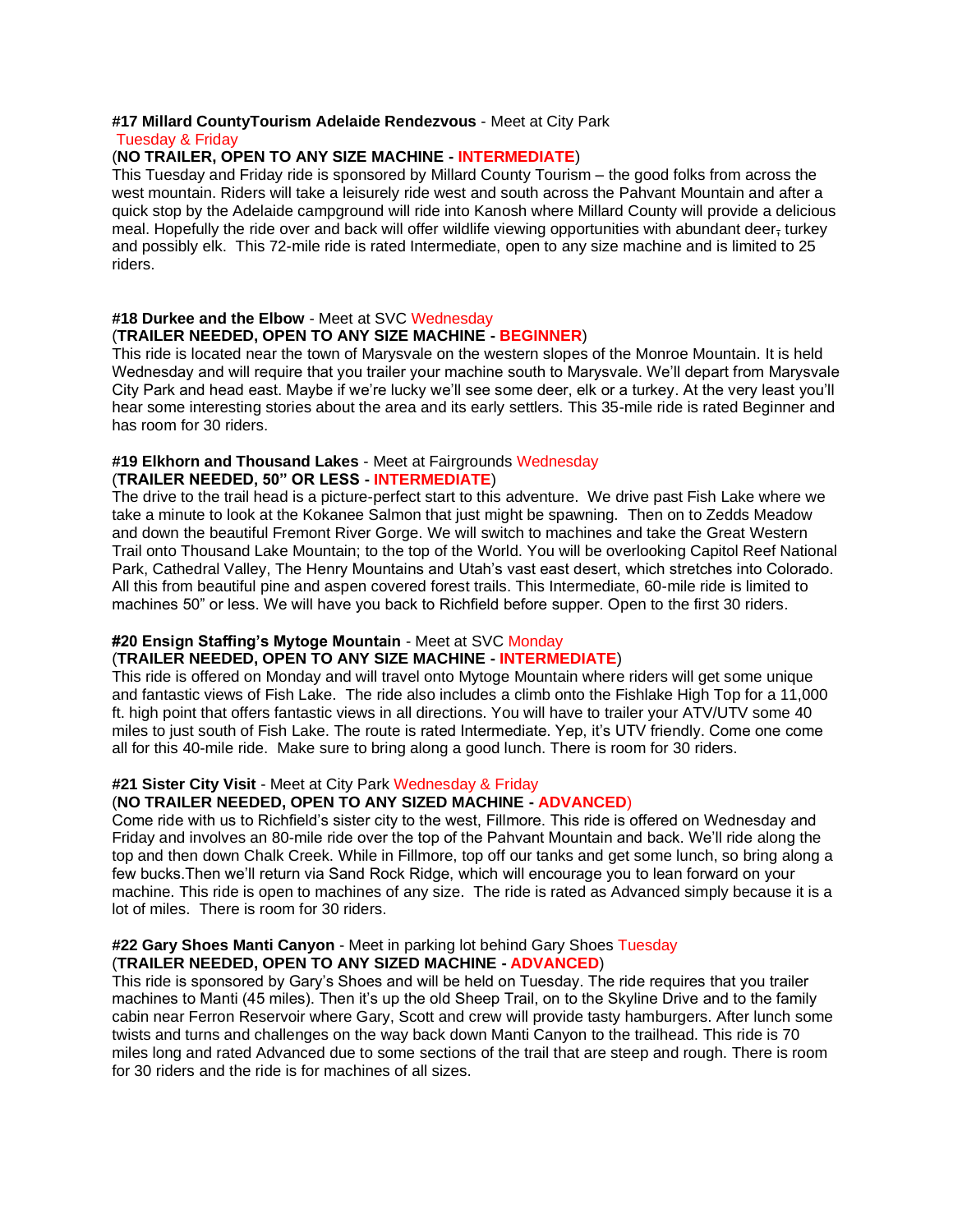**#17 Millard CountyTourism Adelaide Rendezvous** - Meet at City Park
Tuesday & Friday
(**NO TRAILER, OPEN TO ANY SIZE MACHINE - INTERMEDIATE**)
This Tuesday and Friday ride is sponsored by Millard County Tourism – the good folks from across the west mountain. Riders will take a leisurely ride west and south across the Pahvant Mountain and after a quick stop by the Adelaide campground will ride into Kanosh where Millard County will provide a delicious meal. Hopefully the ride over and back will offer wildlife viewing opportunities with abundant deer, turkey and possibly elk. This 72-mile ride is rated Intermediate, open to any size machine and is limited to 25 riders.

**#18 Durkee and the Elbow** - Meet at SVC Wednesday
(**TRAILER NEEDED, OPEN TO ANY SIZE MACHINE - BEGINNER**)
This ride is located near the town of Marysvale on the western slopes of the Monroe Mountain. It is held Wednesday and will require that you trailer your machine south to Marysvale. We'll depart from Marysvale City Park and head east. Maybe if we're lucky we'll see some deer, elk or a turkey. At the very least you'll hear some interesting stories about the area and its early settlers. This 35-mile ride is rated Beginner and has room for 30 riders.

**#19 Elkhorn and Thousand Lakes** - Meet at Fairgrounds Wednesday
(**TRAILER NEEDED, 50" OR LESS - INTERMEDIATE**)
The drive to the trail head is a picture-perfect start to this adventure. We drive past Fish Lake where we take a minute to look at the Kokanee Salmon that just might be spawning. Then on to Zedds Meadow and down the beautiful Fremont River Gorge. We will switch to machines and take the Great Western Trail onto Thousand Lake Mountain; to the top of the World. You will be overlooking Capitol Reef National Park, Cathedral Valley, The Henry Mountains and Utah's vast east desert, which stretches into Colorado. All this from beautiful pine and aspen covered forest trails. This Intermediate, 60-mile ride is limited to machines 50" or less. We will have you back to Richfield before supper. Open to the first 30 riders.

**#20 Ensign Staffing's Mytoge Mountain** - Meet at SVC Monday
(**TRAILER NEEDED, OPEN TO ANY SIZE MACHINE - INTERMEDIATE**)
This ride is offered on Monday and will travel onto Mytoge Mountain where riders will get some unique and fantastic views of Fish Lake. The ride also includes a climb onto the Fishlake High Top for a 11,000 ft. high point that offers fantastic views in all directions. You will have to trailer your ATV/UTV some 40 miles to just south of Fish Lake. The route is rated Intermediate. Yep, it's UTV friendly. Come one come all for this 40-mile ride. Make sure to bring along a good lunch. There is room for 30 riders.

**#21 Sister City Visit** - Meet at City Park Wednesday & Friday
(**NO TRAILER NEEDED, OPEN TO ANY SIZED MACHINE - ADVANCED**)
Come ride with us to Richfield's sister city to the west, Fillmore. This ride is offered on Wednesday and Friday and involves an 80-mile ride over the top of the Pahvant Mountain and back. We'll ride along the top and then down Chalk Creek. While in Fillmore, top off our tanks and get some lunch, so bring along a few bucks.Then we'll return via Sand Rock Ridge, which will encourage you to lean forward on your machine. This ride is open to machines of any size. The ride is rated as Advanced simply because it is a lot of miles. There is room for 30 riders.

**#22 Gary Shoes Manti Canyon** - Meet in parking lot behind Gary Shoes Tuesday
(**TRAILER NEEDED, OPEN TO ANY SIZED MACHINE - ADVANCED**)
This ride is sponsored by Gary's Shoes and will be held on Tuesday. The ride requires that you trailer machines to Manti (45 miles). Then it's up the old Sheep Trail, on to the Skyline Drive and to the family cabin near Ferron Reservoir where Gary, Scott and crew will provide tasty hamburgers. After lunch some twists and turns and challenges on the way back down Manti Canyon to the trailhead. This ride is 70 miles long and rated Advanced due to some sections of the trail that are steep and rough. There is room for 30 riders and the ride is for machines of all sizes.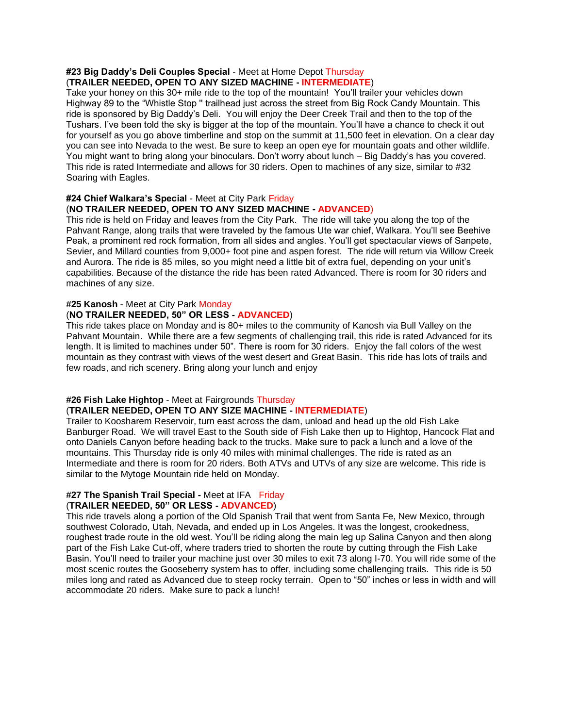**#23 Big Daddy's Deli Couples Special** - Meet at Home Depot Thursday
(**TRAILER NEEDED, OPEN TO ANY SIZED MACHINE - INTERMEDIATE**)
Take your honey on this 30+ mile ride to the top of the mountain! You'll trailer your vehicles down Highway 89 to the "Whistle Stop " trailhead just across the street from Big Rock Candy Mountain. This ride is sponsored by Big Daddy's Deli. You will enjoy the Deer Creek Trail and then to the top of the Tushars. I've been told the sky is bigger at the top of the mountain. You'll have a chance to check it out for yourself as you go above timberline and stop on the summit at 11,500 feet in elevation. On a clear day you can see into Nevada to the west. Be sure to keep an open eye for mountain goats and other wildlife. You might want to bring along your binoculars. Don't worry about lunch – Big Daddy's has you covered. This ride is rated Intermediate and allows for 30 riders. Open to machines of any size, similar to #32 Soaring with Eagles.

**#24 Chief Walkara's Special** - Meet at City Park Friday
(**NO TRAILER NEEDED, OPEN TO ANY SIZED MACHINE - ADVANCED**)
This ride is held on Friday and leaves from the City Park. The ride will take you along the top of the Pahvant Range, along trails that were traveled by the famous Ute war chief, Walkara. You'll see Beehive Peak, a prominent red rock formation, from all sides and angles. You'll get spectacular views of Sanpete, Sevier, and Millard counties from 9,000+ foot pine and aspen forest. The ride will return via Willow Creek and Aurora. The ride is 85 miles, so you might need a little bit of extra fuel, depending on your unit's capabilities. Because of the distance the ride has been rated Advanced. There is room for 30 riders and machines of any size.

**#25 Kanosh** - Meet at City Park Monday
(**NO TRAILER NEEDED, 50" OR LESS - ADVANCED**)
This ride takes place on Monday and is 80+ miles to the community of Kanosh via Bull Valley on the Pahvant Mountain. While there are a few segments of challenging trail, this ride is rated Advanced for its length. It is limited to machines under 50". There is room for 30 riders. Enjoy the fall colors of the west mountain as they contrast with views of the west desert and Great Basin. This ride has lots of trails and few roads, and rich scenery. Bring along your lunch and enjoy

**#26 Fish Lake Hightop** - Meet at Fairgrounds Thursday
(**TRAILER NEEDED, OPEN TO ANY SIZE MACHINE - INTERMEDIATE**)
Trailer to Koosharem Reservoir, turn east across the dam, unload and head up the old Fish Lake Banburger Road. We will travel East to the South side of Fish Lake then up to Hightop, Hancock Flat and onto Daniels Canyon before heading back to the trucks. Make sure to pack a lunch and a love of the mountains. This Thursday ride is only 40 miles with minimal challenges. The ride is rated as an Intermediate and there is room for 20 riders. Both ATVs and UTVs of any size are welcome. This ride is similar to the Mytoge Mountain ride held on Monday.

**#27 The Spanish Trail Special -** Meet at IFA Friday
(**TRAILER NEEDED, 50" OR LESS - ADVANCED**)
This ride travels along a portion of the Old Spanish Trail that went from Santa Fe, New Mexico, through southwest Colorado, Utah, Nevada, and ended up in Los Angeles. It was the longest, crookedness, roughest trade route in the old west. You'll be riding along the main leg up Salina Canyon and then along part of the Fish Lake Cut-off, where traders tried to shorten the route by cutting through the Fish Lake Basin. You'll need to trailer your machine just over 30 miles to exit 73 along I-70. You will ride some of the most scenic routes the Gooseberry system has to offer, including some challenging trails. This ride is 50 miles long and rated as Advanced due to steep rocky terrain. Open to "50" inches or less in width and will accommodate 20 riders. Make sure to pack a lunch!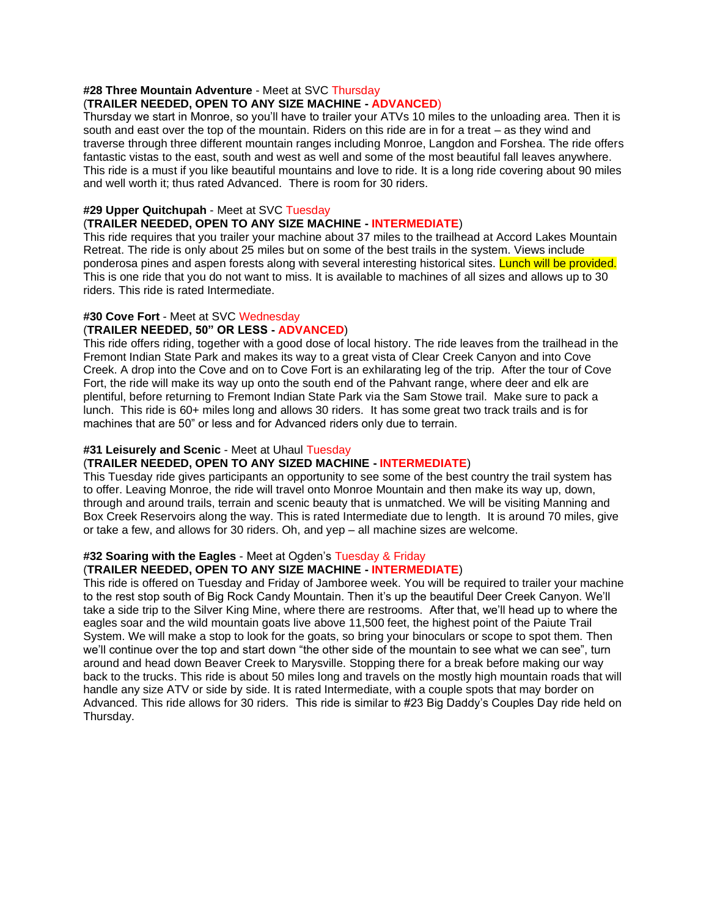**#28 Three Mountain Adventure** - Meet at SVC Thursday
(**TRAILER NEEDED, OPEN TO ANY SIZE MACHINE - ADVANCED**)
Thursday we start in Monroe, so you'll have to trailer your ATVs 10 miles to the unloading area. Then it is south and east over the top of the mountain. Riders on this ride are in for a treat – as they wind and traverse through three different mountain ranges including Monroe, Langdon and Forshea. The ride offers fantastic vistas to the east, south and west as well and some of the most beautiful fall leaves anywhere. This ride is a must if you like beautiful mountains and love to ride. It is a long ride covering about 90 miles and well worth it; thus rated Advanced. There is room for 30 riders.

**#29 Upper Quitchupah** - Meet at SVC Tuesday
(**TRAILER NEEDED, OPEN TO ANY SIZE MACHINE - INTERMEDIATE**)
This ride requires that you trailer your machine about 37 miles to the trailhead at Accord Lakes Mountain Retreat. The ride is only about 25 miles but on some of the best trails in the system. Views include ponderosa pines and aspen forests along with several interesting historical sites. Lunch will be provided. This is one ride that you do not want to miss. It is available to machines of all sizes and allows up to 30 riders. This ride is rated Intermediate.

**#30 Cove Fort** - Meet at SVC Wednesday
(**TRAILER NEEDED, 50" OR LESS - ADVANCED**)
This ride offers riding, together with a good dose of local history. The ride leaves from the trailhead in the Fremont Indian State Park and makes its way to a great vista of Clear Creek Canyon and into Cove Creek. A drop into the Cove and on to Cove Fort is an exhilarating leg of the trip. After the tour of Cove Fort, the ride will make its way up onto the south end of the Pahvant range, where deer and elk are plentiful, before returning to Fremont Indian State Park via the Sam Stowe trail. Make sure to pack a lunch. This ride is 60+ miles long and allows 30 riders. It has some great two track trails and is for machines that are 50" or less and for Advanced riders only due to terrain.

**#31 Leisurely and Scenic** - Meet at Uhaul Tuesday
(**TRAILER NEEDED, OPEN TO ANY SIZED MACHINE - INTERMEDIATE**)
This Tuesday ride gives participants an opportunity to see some of the best country the trail system has to offer. Leaving Monroe, the ride will travel onto Monroe Mountain and then make its way up, down, through and around trails, terrain and scenic beauty that is unmatched. We will be visiting Manning and Box Creek Reservoirs along the way. This is rated Intermediate due to length. It is around 70 miles, give or take a few, and allows for 30 riders. Oh, and yep – all machine sizes are welcome.

**#32 Soaring with the Eagles** - Meet at Ogden's Tuesday & Friday
(**TRAILER NEEDED, OPEN TO ANY SIZE MACHINE - INTERMEDIATE**)
This ride is offered on Tuesday and Friday of Jamboree week. You will be required to trailer your machine to the rest stop south of Big Rock Candy Mountain. Then it's up the beautiful Deer Creek Canyon. We'll take a side trip to the Silver King Mine, where there are restrooms. After that, we'll head up to where the eagles soar and the wild mountain goats live above 11,500 feet, the highest point of the Paiute Trail System. We will make a stop to look for the goats, so bring your binoculars or scope to spot them. Then we'll continue over the top and start down "the other side of the mountain to see what we can see", turn around and head down Beaver Creek to Marysville. Stopping there for a break before making our way back to the trucks. This ride is about 50 miles long and travels on the mostly high mountain roads that will handle any size ATV or side by side. It is rated Intermediate, with a couple spots that may border on Advanced. This ride allows for 30 riders. This ride is similar to #23 Big Daddy's Couples Day ride held on Thursday.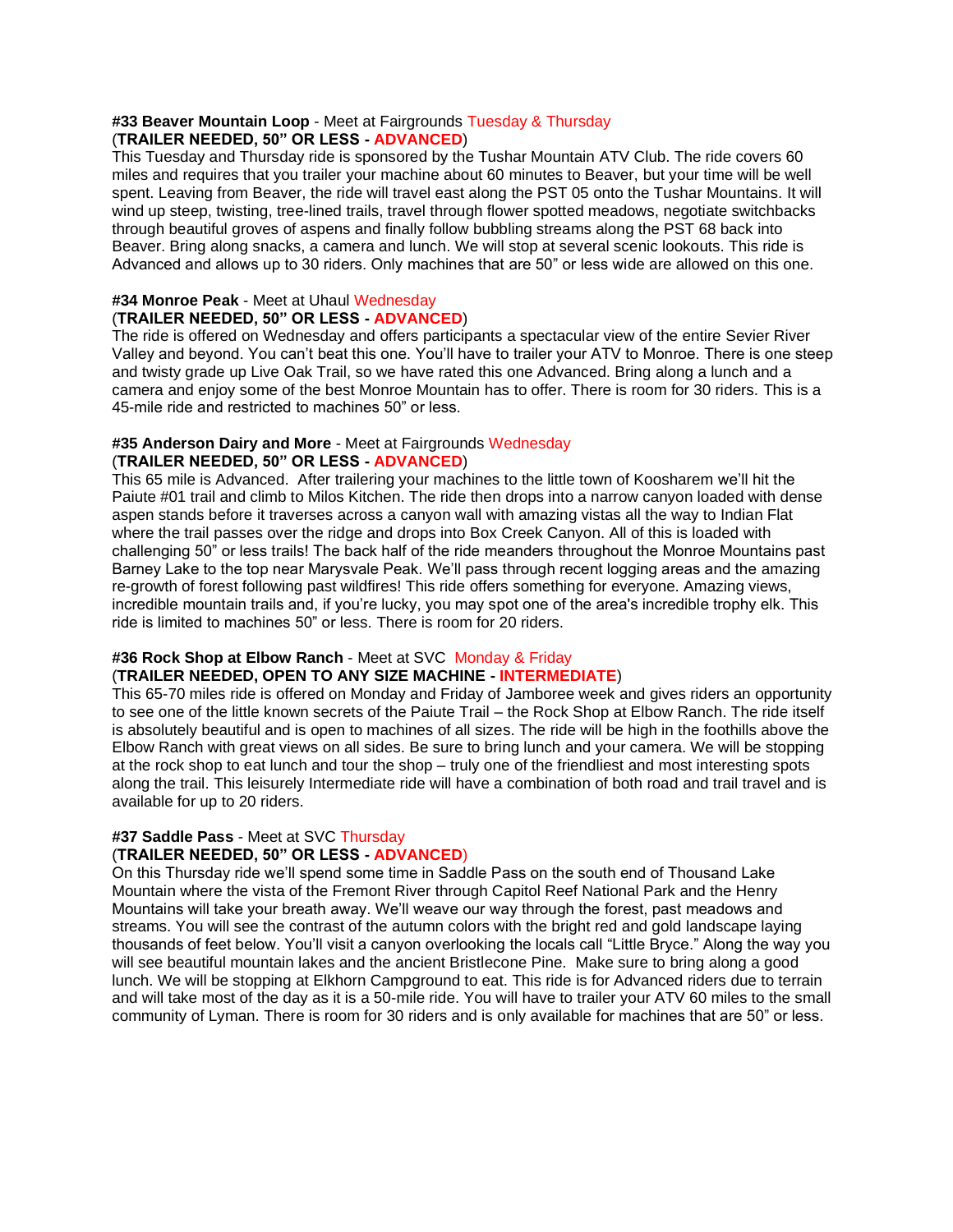**#33 Beaver Mountain Loop** - Meet at Fairgrounds Tuesday & Thursday
(**TRAILER NEEDED, 50" OR LESS - ADVANCED**)
This Tuesday and Thursday ride is sponsored by the Tushar Mountain ATV Club. The ride covers 60 miles and requires that you trailer your machine about 60 minutes to Beaver, but your time will be well spent. Leaving from Beaver, the ride will travel east along the PST 05 onto the Tushar Mountains. It will wind up steep, twisting, tree-lined trails, travel through flower spotted meadows, negotiate switchbacks through beautiful groves of aspens and finally follow bubbling streams along the PST 68 back into Beaver. Bring along snacks, a camera and lunch. We will stop at several scenic lookouts. This ride is Advanced and allows up to 30 riders. Only machines that are 50" or less wide are allowed on this one.

**#34 Monroe Peak** - Meet at Uhaul Wednesday
(**TRAILER NEEDED, 50" OR LESS - ADVANCED**)
The ride is offered on Wednesday and offers participants a spectacular view of the entire Sevier River Valley and beyond. You can't beat this one. You'll have to trailer your ATV to Monroe. There is one steep and twisty grade up Live Oak Trail, so we have rated this one Advanced. Bring along a lunch and a camera and enjoy some of the best Monroe Mountain has to offer. There is room for 30 riders. This is a 45-mile ride and restricted to machines 50" or less.

**#35 Anderson Dairy and More** - Meet at Fairgrounds Wednesday
(**TRAILER NEEDED, 50" OR LESS - ADVANCED**)
This 65 mile is Advanced. After trailering your machines to the little town of Koosharem we'll hit the Paiute #01 trail and climb to Milos Kitchen. The ride then drops into a narrow canyon loaded with dense aspen stands before it traverses across a canyon wall with amazing vistas all the way to Indian Flat where the trail passes over the ridge and drops into Box Creek Canyon. All of this is loaded with challenging 50" or less trails! The back half of the ride meanders throughout the Monroe Mountains past Barney Lake to the top near Marysvale Peak. We'll pass through recent logging areas and the amazing re-growth of forest following past wildfires! This ride offers something for everyone. Amazing views, incredible mountain trails and, if you're lucky, you may spot one of the area's incredible trophy elk. This ride is limited to machines 50" or less. There is room for 20 riders.

**#36 Rock Shop at Elbow Ranch** - Meet at SVC Monday & Friday
(**TRAILER NEEDED, OPEN TO ANY SIZE MACHINE - INTERMEDIATE**)
This 65-70 miles ride is offered on Monday and Friday of Jamboree week and gives riders an opportunity to see one of the little known secrets of the Paiute Trail – the Rock Shop at Elbow Ranch. The ride itself is absolutely beautiful and is open to machines of all sizes. The ride will be high in the foothills above the Elbow Ranch with great views on all sides. Be sure to bring lunch and your camera. We will be stopping at the rock shop to eat lunch and tour the shop – truly one of the friendliest and most interesting spots along the trail. This leisurely Intermediate ride will have a combination of both road and trail travel and is available for up to 20 riders.

**#37 Saddle Pass** - Meet at SVC Thursday
(**TRAILER NEEDED, 50" OR LESS - ADVANCED**)
On this Thursday ride we'll spend some time in Saddle Pass on the south end of Thousand Lake Mountain where the vista of the Fremont River through Capitol Reef National Park and the Henry Mountains will take your breath away. We'll weave our way through the forest, past meadows and streams. You will see the contrast of the autumn colors with the bright red and gold landscape laying thousands of feet below. You'll visit a canyon overlooking the locals call "Little Bryce." Along the way you will see beautiful mountain lakes and the ancient Bristlecone Pine. Make sure to bring along a good lunch. We will be stopping at Elkhorn Campground to eat. This ride is for Advanced riders due to terrain and will take most of the day as it is a 50-mile ride. You will have to trailer your ATV 60 miles to the small community of Lyman. There is room for 30 riders and is only available for machines that are 50" or less.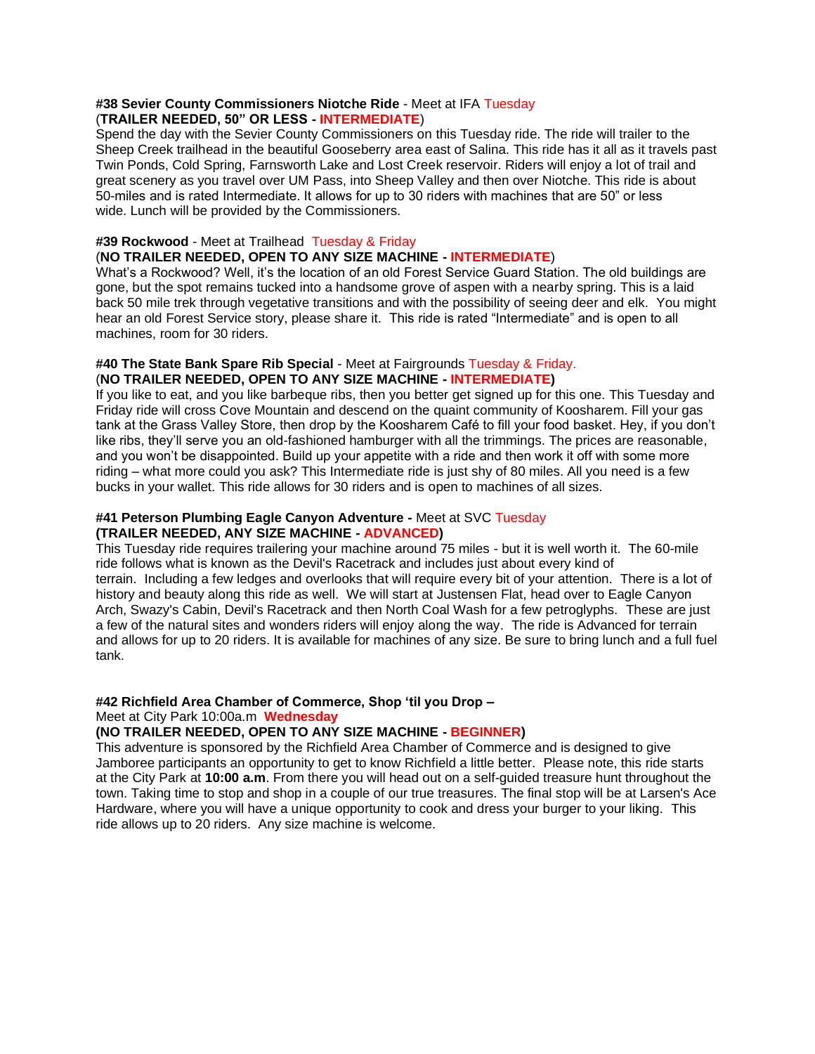**#38 Sevier County Commissioners Niotche Ride** - Meet at IFA Tuesday
(**TRAILER NEEDED, 50" OR LESS - INTERMEDIATE**)
Spend the day with the Sevier County Commissioners on this Tuesday ride. The ride will trailer to the Sheep Creek trailhead in the beautiful Gooseberry area east of Salina. This ride has it all as it travels past Twin Ponds, Cold Spring, Farnsworth Lake and Lost Creek reservoir. Riders will enjoy a lot of trail and great scenery as you travel over UM Pass, into Sheep Valley and then over Niotche. This ride is about 50-miles and is rated Intermediate. It allows for up to 30 riders with machines that are 50" or less wide. Lunch will be provided by the Commissioners.

**#39 Rockwood** - Meet at Trailhead Tuesday & Friday
(**NO TRAILER NEEDED, OPEN TO ANY SIZE MACHINE - INTERMEDIATE**)
What's a Rockwood? Well, it's the location of an old Forest Service Guard Station. The old buildings are gone, but the spot remains tucked into a handsome grove of aspen with a nearby spring. This is a laid back 50 mile trek through vegetative transitions and with the possibility of seeing deer and elk. You might hear an old Forest Service story, please share it. This ride is rated "Intermediate" and is open to all machines, room for 30 riders.

**#40 The State Bank Spare Rib Special** - Meet at Fairgrounds Tuesday & Friday.
(**NO TRAILER NEEDED, OPEN TO ANY SIZE MACHINE - INTERMEDIATE**)
If you like to eat, and you like barbeque ribs, then you better get signed up for this one. This Tuesday and Friday ride will cross Cove Mountain and descend on the quaint community of Koosharem. Fill your gas tank at the Grass Valley Store, then drop by the Koosharem Café to fill your food basket. Hey, if you don't like ribs, they'll serve you an old-fashioned hamburger with all the trimmings. The prices are reasonable, and you won't be disappointed. Build up your appetite with a ride and then work it off with some more riding – what more could you ask? This Intermediate ride is just shy of 80 miles. All you need is a few bucks in your wallet. This ride allows for 30 riders and is open to machines of all sizes.

**#41 Peterson Plumbing Eagle Canyon Adventure -** Meet at SVC Tuesday
**(TRAILER NEEDED, ANY SIZE MACHINE - ADVANCED)**
This Tuesday ride requires trailering your machine around 75 miles - but it is well worth it. The 60-mile ride follows what is known as the Devil's Racetrack and includes just about every kind of terrain. Including a few ledges and overlooks that will require every bit of your attention. There is a lot of history and beauty along this ride as well. We will start at Justensen Flat, head over to Eagle Canyon Arch, Swazy's Cabin, Devil's Racetrack and then North Coal Wash for a few petroglyphs. These are just a few of the natural sites and wonders riders will enjoy along the way. The ride is Advanced for terrain and allows for up to 20 riders. It is available for machines of any size. Be sure to bring lunch and a full fuel tank.

**#42 Richfield Area Chamber of Commerce, Shop 'til you Drop –**
Meet at City Park 10:00a.m **Wednesday**
**(NO TRAILER NEEDED, OPEN TO ANY SIZE MACHINE - BEGINNER)**
This adventure is sponsored by the Richfield Area Chamber of Commerce and is designed to give Jamboree participants an opportunity to get to know Richfield a little better. Please note, this ride starts at the City Park at **10:00 a.m**. From there you will head out on a self-guided treasure hunt throughout the town. Taking time to stop and shop in a couple of our true treasures. The final stop will be at Larsen's Ace Hardware, where you will have a unique opportunity to cook and dress your burger to your liking. This ride allows up to 20 riders. Any size machine is welcome.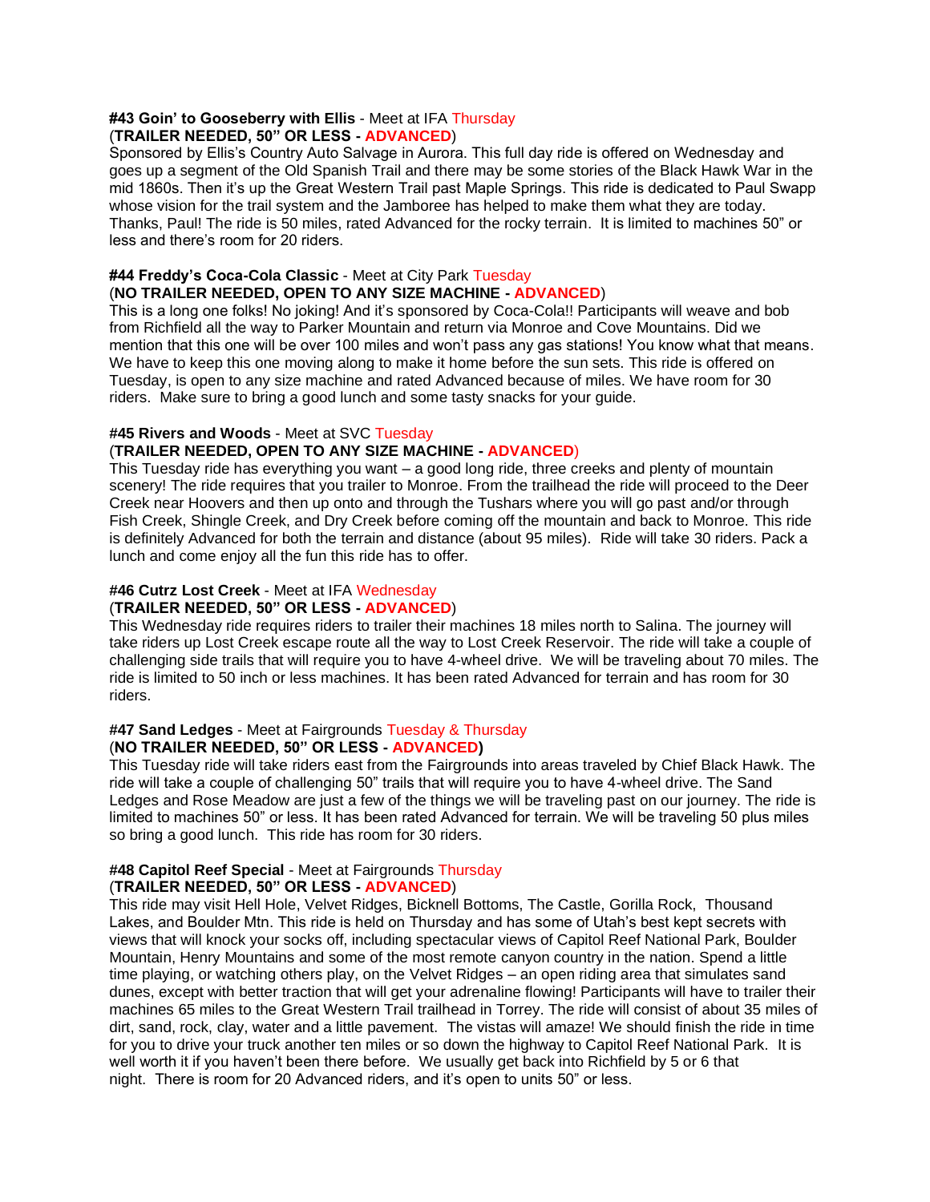**#43 Goin' to Gooseberry with Ellis** - Meet at IFA Thursday
(**TRAILER NEEDED, 50" OR LESS - ADVANCED**)
Sponsored by Ellis's Country Auto Salvage in Aurora. This full day ride is offered on Wednesday and goes up a segment of the Old Spanish Trail and there may be some stories of the Black Hawk War in the mid 1860s. Then it's up the Great Western Trail past Maple Springs. This ride is dedicated to Paul Swapp whose vision for the trail system and the Jamboree has helped to make them what they are today. Thanks, Paul! The ride is 50 miles, rated Advanced for the rocky terrain. It is limited to machines 50" or less and there's room for 20 riders.

**#44 Freddy's Coca-Cola Classic** - Meet at City Park Tuesday
(**NO TRAILER NEEDED, OPEN TO ANY SIZE MACHINE - ADVANCED**)
This is a long one folks! No joking! And it's sponsored by Coca-Cola!! Participants will weave and bob from Richfield all the way to Parker Mountain and return via Monroe and Cove Mountains. Did we mention that this one will be over 100 miles and won't pass any gas stations! You know what that means. We have to keep this one moving along to make it home before the sun sets. This ride is offered on Tuesday, is open to any size machine and rated Advanced because of miles. We have room for 30 riders. Make sure to bring a good lunch and some tasty snacks for your guide.

**#45 Rivers and Woods** - Meet at SVC Tuesday
(**TRAILER NEEDED, OPEN TO ANY SIZE MACHINE - ADVANCED**)
This Tuesday ride has everything you want – a good long ride, three creeks and plenty of mountain scenery! The ride requires that you trailer to Monroe. From the trailhead the ride will proceed to the Deer Creek near Hoovers and then up onto and through the Tushars where you will go past and/or through Fish Creek, Shingle Creek, and Dry Creek before coming off the mountain and back to Monroe. This ride is definitely Advanced for both the terrain and distance (about 95 miles). Ride will take 30 riders. Pack a lunch and come enjoy all the fun this ride has to offer.

**#46 Cutrz Lost Creek** - Meet at IFA Wednesday
(**TRAILER NEEDED, 50" OR LESS - ADVANCED**)
This Wednesday ride requires riders to trailer their machines 18 miles north to Salina. The journey will take riders up Lost Creek escape route all the way to Lost Creek Reservoir. The ride will take a couple of challenging side trails that will require you to have 4-wheel drive. We will be traveling about 70 miles. The ride is limited to 50 inch or less machines. It has been rated Advanced for terrain and has room for 30 riders.

**#47 Sand Ledges** - Meet at Fairgrounds Tuesday & Thursday
(**NO TRAILER NEEDED, 50" OR LESS - ADVANCED)**
This Tuesday ride will take riders east from the Fairgrounds into areas traveled by Chief Black Hawk. The ride will take a couple of challenging 50" trails that will require you to have 4-wheel drive. The Sand Ledges and Rose Meadow are just a few of the things we will be traveling past on our journey. The ride is limited to machines 50" or less. It has been rated Advanced for terrain. We will be traveling 50 plus miles so bring a good lunch. This ride has room for 30 riders.

**#48 Capitol Reef Special** - Meet at Fairgrounds Thursday
(**TRAILER NEEDED, 50" OR LESS - ADVANCED**)
This ride may visit Hell Hole, Velvet Ridges, Bicknell Bottoms, The Castle, Gorilla Rock, Thousand Lakes, and Boulder Mtn. This ride is held on Thursday and has some of Utah's best kept secrets with views that will knock your socks off, including spectacular views of Capitol Reef National Park, Boulder Mountain, Henry Mountains and some of the most remote canyon country in the nation. Spend a little time playing, or watching others play, on the Velvet Ridges – an open riding area that simulates sand dunes, except with better traction that will get your adrenaline flowing! Participants will have to trailer their machines 65 miles to the Great Western Trail trailhead in Torrey. The ride will consist of about 35 miles of dirt, sand, rock, clay, water and a little pavement. The vistas will amaze! We should finish the ride in time for you to drive your truck another ten miles or so down the highway to Capitol Reef National Park. It is well worth it if you haven't been there before. We usually get back into Richfield by 5 or 6 that night. There is room for 20 Advanced riders, and it's open to units 50" or less.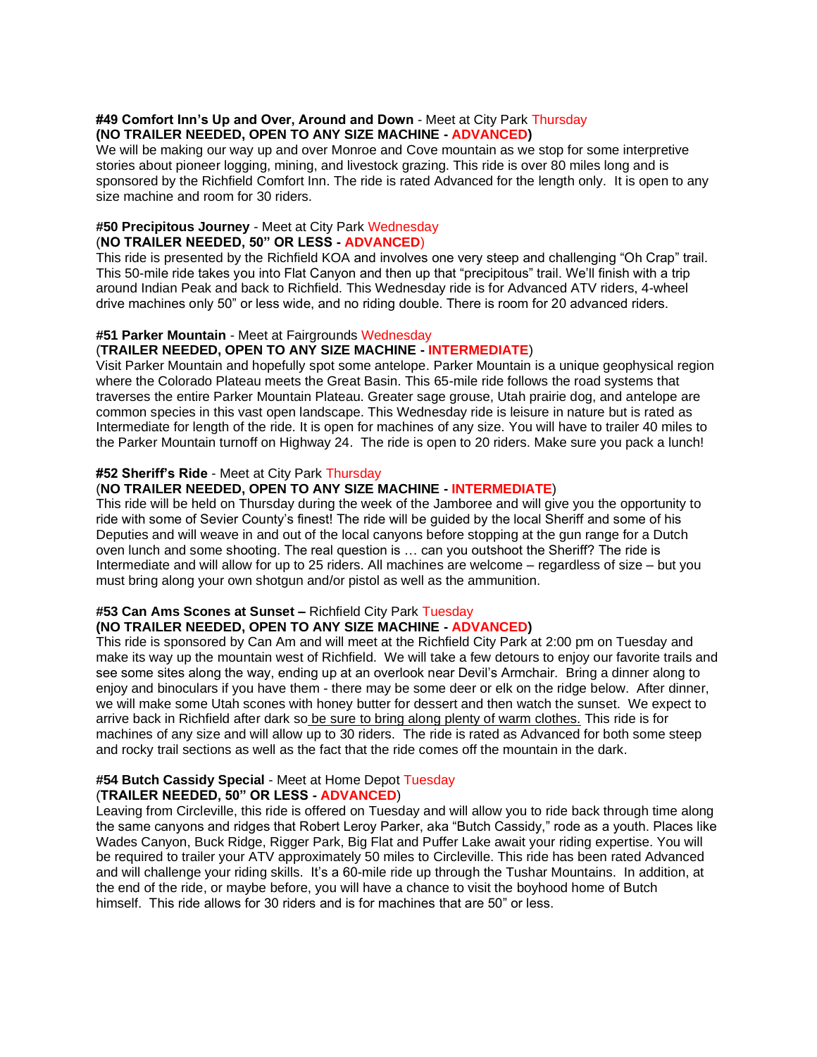**#49 Comfort Inn's Up and Over, Around and Down** - Meet at City Park Thursday
**(NO TRAILER NEEDED, OPEN TO ANY SIZE MACHINE - ADVANCED)**
We will be making our way up and over Monroe and Cove mountain as we stop for some interpretive stories about pioneer logging, mining, and livestock grazing. This ride is over 80 miles long and is sponsored by the Richfield Comfort Inn. The ride is rated Advanced for the length only. It is open to any size machine and room for 30 riders.

**#50 Precipitous Journey** - Meet at City Park Wednesday
(**NO TRAILER NEEDED, 50" OR LESS - ADVANCED**)
This ride is presented by the Richfield KOA and involves one very steep and challenging "Oh Crap" trail. This 50-mile ride takes you into Flat Canyon and then up that "precipitous" trail. We'll finish with a trip around Indian Peak and back to Richfield. This Wednesday ride is for Advanced ATV riders, 4-wheel drive machines only 50" or less wide, and no riding double. There is room for 20 advanced riders.

**#51 Parker Mountain** - Meet at Fairgrounds Wednesday
(**TRAILER NEEDED, OPEN TO ANY SIZE MACHINE - INTERMEDIATE**)
Visit Parker Mountain and hopefully spot some antelope. Parker Mountain is a unique geophysical region where the Colorado Plateau meets the Great Basin. This 65-mile ride follows the road systems that traverses the entire Parker Mountain Plateau. Greater sage grouse, Utah prairie dog, and antelope are common species in this vast open landscape. This Wednesday ride is leisure in nature but is rated as Intermediate for length of the ride. It is open for machines of any size. You will have to trailer 40 miles to the Parker Mountain turnoff on Highway 24. The ride is open to 20 riders. Make sure you pack a lunch!

**#52 Sheriff's Ride** - Meet at City Park Thursday
(**NO TRAILER NEEDED, OPEN TO ANY SIZE MACHINE - INTERMEDIATE**)
This ride will be held on Thursday during the week of the Jamboree and will give you the opportunity to ride with some of Sevier County's finest! The ride will be guided by the local Sheriff and some of his Deputies and will weave in and out of the local canyons before stopping at the gun range for a Dutch oven lunch and some shooting. The real question is … can you outshoot the Sheriff? The ride is Intermediate and will allow for up to 25 riders. All machines are welcome – regardless of size – but you must bring along your own shotgun and/or pistol as well as the ammunition.

**#53 Can Ams Scones at Sunset –** Richfield City Park Tuesday
**(NO TRAILER NEEDED, OPEN TO ANY SIZE MACHINE - ADVANCED)**
This ride is sponsored by Can Am and will meet at the Richfield City Park at 2:00 pm on Tuesday and make its way up the mountain west of Richfield. We will take a few detours to enjoy our favorite trails and see some sites along the way, ending up at an overlook near Devil's Armchair. Bring a dinner along to enjoy and binoculars if you have them - there may be some deer or elk on the ridge below. After dinner, we will make some Utah scones with honey butter for dessert and then watch the sunset. We expect to arrive back in Richfield after dark so be sure to bring along plenty of warm clothes. This ride is for machines of any size and will allow up to 30 riders. The ride is rated as Advanced for both some steep and rocky trail sections as well as the fact that the ride comes off the mountain in the dark.

**#54 Butch Cassidy Special** - Meet at Home Depot Tuesday
(**TRAILER NEEDED, 50" OR LESS - ADVANCED**)
Leaving from Circleville, this ride is offered on Tuesday and will allow you to ride back through time along the same canyons and ridges that Robert Leroy Parker, aka "Butch Cassidy," rode as a youth. Places like Wades Canyon, Buck Ridge, Rigger Park, Big Flat and Puffer Lake await your riding expertise. You will be required to trailer your ATV approximately 50 miles to Circleville. This ride has been rated Advanced and will challenge your riding skills. It's a 60-mile ride up through the Tushar Mountains. In addition, at the end of the ride, or maybe before, you will have a chance to visit the boyhood home of Butch himself. This ride allows for 30 riders and is for machines that are 50" or less.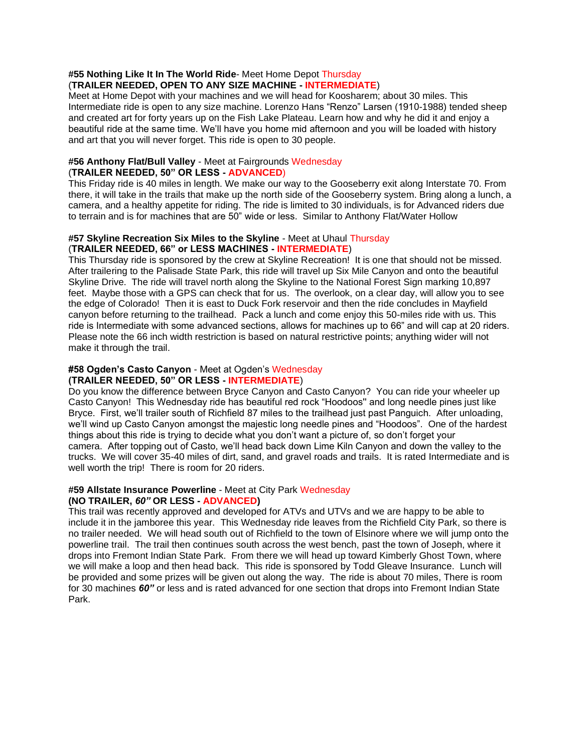**#55 Nothing Like It In The World Ride**- Meet Home Depot Thursday
(**TRAILER NEEDED, OPEN TO ANY SIZE MACHINE - INTERMEDIATE**)
Meet at Home Depot with your machines and we will head for Koosharem; about 30 miles. This Intermediate ride is open to any size machine. Lorenzo Hans "Renzo" Larsen (1910-1988) tended sheep and created art for forty years up on the Fish Lake Plateau. Learn how and why he did it and enjoy a beautiful ride at the same time. We'll have you home mid afternoon and you will be loaded with history and art that you will never forget. This ride is open to 30 people.

**#56 Anthony Flat/Bull Valley** - Meet at Fairgrounds Wednesday
(**TRAILER NEEDED, 50" OR LESS - ADVANCED**)
This Friday ride is 40 miles in length. We make our way to the Gooseberry exit along Interstate 70. From there, it will take in the trails that make up the north side of the Gooseberry system. Bring along a lunch, a camera, and a healthy appetite for riding. The ride is limited to 30 individuals, is for Advanced riders due to terrain and is for machines that are 50" wide or less. Similar to Anthony Flat/Water Hollow

**#57 Skyline Recreation Six Miles to the Skyline** - Meet at Uhaul Thursday
(**TRAILER NEEDED, 66" or LESS MACHINES - INTERMEDIATE**)
This Thursday ride is sponsored by the crew at Skyline Recreation! It is one that should not be missed. After trailering to the Palisade State Park, this ride will travel up Six Mile Canyon and onto the beautiful Skyline Drive. The ride will travel north along the Skyline to the National Forest Sign marking 10,897 feet. Maybe those with a GPS can check that for us. The overlook, on a clear day, will allow you to see the edge of Colorado! Then it is east to Duck Fork reservoir and then the ride concludes in Mayfield canyon before returning to the trailhead. Pack a lunch and come enjoy this 50-miles ride with us. This ride is Intermediate with some advanced sections, allows for machines up to 66" and will cap at 20 riders. Please note the 66 inch width restriction is based on natural restrictive points; anything wider will not make it through the trail.

**#58 Ogden's Casto Canyon** - Meet at Ogden's Wednesday
**(TRAILER NEEDED, 50" OR LESS - INTERMEDIATE)**
Do you know the difference between Bryce Canyon and Casto Canyon? You can ride your wheeler up Casto Canyon! This Wednesday ride has beautiful red rock "Hoodoos" and long needle pines just like Bryce. First, we'll trailer south of Richfield 87 miles to the trailhead just past Panguich. After unloading, we'll wind up Casto Canyon amongst the majestic long needle pines and "Hoodoos". One of the hardest things about this ride is trying to decide what you don't want a picture of, so don't forget your camera. After topping out of Casto, we'll head back down Lime Kiln Canyon and down the valley to the trucks. We will cover 35-40 miles of dirt, sand, and gravel roads and trails. It is rated Intermediate and is well worth the trip! There is room for 20 riders.

**#59 Allstate Insurance Powerline** - Meet at City Park Wednesday
**(NO TRAILER, *60"* OR LESS - ADVANCED)**
This trail was recently approved and developed for ATVs and UTVs and we are happy to be able to include it in the jamboree this year. This Wednesday ride leaves from the Richfield City Park, so there is no trailer needed. We will head south out of Richfield to the town of Elsinore where we will jump onto the powerline trail. The trail then continues south across the west bench, past the town of Joseph, where it drops into Fremont Indian State Park. From there we will head up toward Kimberly Ghost Town, where we will make a loop and then head back. This ride is sponsored by Todd Gleave Insurance. Lunch will be provided and some prizes will be given out along the way. The ride is about 70 miles, There is room for 30 machines ***60"*** or less and is rated advanced for one section that drops into Fremont Indian State Park.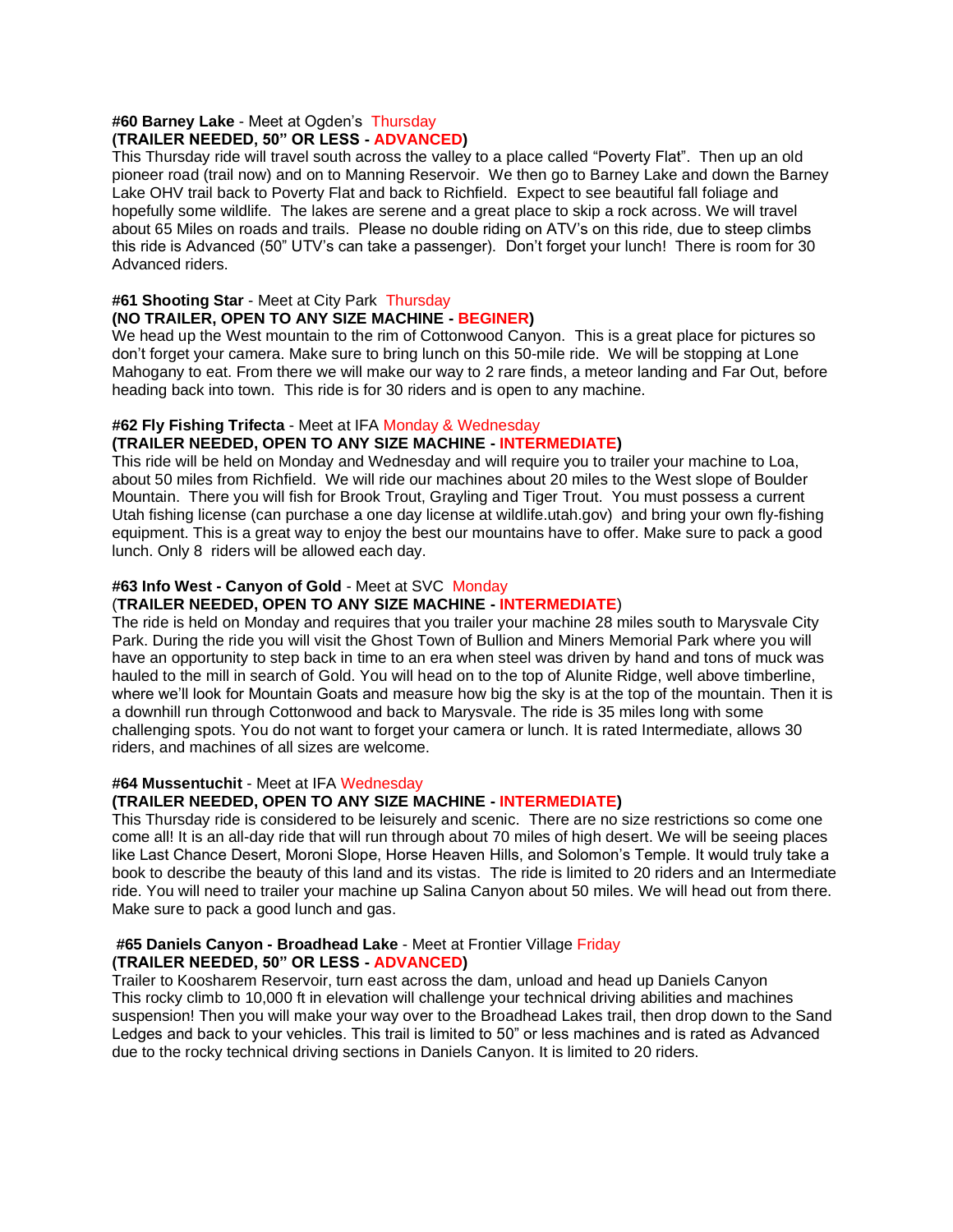**#60 Barney Lake** - Meet at Ogden's Thursday
**(TRAILER NEEDED, 50" OR LESS - ADVANCED)**
This Thursday ride will travel south across the valley to a place called "Poverty Flat". Then up an old pioneer road (trail now) and on to Manning Reservoir. We then go to Barney Lake and down the Barney Lake OHV trail back to Poverty Flat and back to Richfield. Expect to see beautiful fall foliage and hopefully some wildlife. The lakes are serene and a great place to skip a rock across. We will travel about 65 Miles on roads and trails. Please no double riding on ATV's on this ride, due to steep climbs this ride is Advanced (50" UTV's can take a passenger). Don't forget your lunch! There is room for 30 Advanced riders.

**#61 Shooting Star** - Meet at City Park Thursday
**(NO TRAILER, OPEN TO ANY SIZE MACHINE - BEGINER)**
We head up the West mountain to the rim of Cottonwood Canyon. This is a great place for pictures so don't forget your camera. Make sure to bring lunch on this 50-mile ride. We will be stopping at Lone Mahogany to eat. From there we will make our way to 2 rare finds, a meteor landing and Far Out, before heading back into town. This ride is for 30 riders and is open to any machine.

**#62 Fly Fishing Trifecta** - Meet at IFA Monday & Wednesday
**(TRAILER NEEDED, OPEN TO ANY SIZE MACHINE - INTERMEDIATE)**
This ride will be held on Monday and Wednesday and will require you to trailer your machine to Loa, about 50 miles from Richfield. We will ride our machines about 20 miles to the West slope of Boulder Mountain. There you will fish for Brook Trout, Grayling and Tiger Trout. You must possess a current Utah fishing license (can purchase a one day license at wildlife.utah.gov) and bring your own fly-fishing equipment. This is a great way to enjoy the best our mountains have to offer. Make sure to pack a good lunch. Only 8 riders will be allowed each day.

**#63 Info West - Canyon of Gold** - Meet at SVC Monday
(**TRAILER NEEDED, OPEN TO ANY SIZE MACHINE - INTERMEDIATE**)
The ride is held on Monday and requires that you trailer your machine 28 miles south to Marysvale City Park. During the ride you will visit the Ghost Town of Bullion and Miners Memorial Park where you will have an opportunity to step back in time to an era when steel was driven by hand and tons of muck was hauled to the mill in search of Gold. You will head on to the top of Alunite Ridge, well above timberline, where we'll look for Mountain Goats and measure how big the sky is at the top of the mountain. Then it is a downhill run through Cottonwood and back to Marysvale. The ride is 35 miles long with some challenging spots. You do not want to forget your camera or lunch. It is rated Intermediate, allows 30 riders, and machines of all sizes are welcome.

**#64 Mussentuchit** - Meet at IFA Wednesday
**(TRAILER NEEDED, OPEN TO ANY SIZE MACHINE - INTERMEDIATE)**
This Thursday ride is considered to be leisurely and scenic. There are no size restrictions so come one come all! It is an all-day ride that will run through about 70 miles of high desert. We will be seeing places like Last Chance Desert, Moroni Slope, Horse Heaven Hills, and Solomon's Temple. It would truly take a book to describe the beauty of this land and its vistas. The ride is limited to 20 riders and an Intermediate ride. You will need to trailer your machine up Salina Canyon about 50 miles. We will head out from there. Make sure to pack a good lunch and gas.

**#65 Daniels Canyon - Broadhead Lake** - Meet at Frontier Village Friday
**(TRAILER NEEDED, 50" OR LESS - ADVANCED)**
Trailer to Koosharem Reservoir, turn east across the dam, unload and head up Daniels Canyon
This rocky climb to 10,000 ft in elevation will challenge your technical driving abilities and machines suspension! Then you will make your way over to the Broadhead Lakes trail, then drop down to the Sand Ledges and back to your vehicles. This trail is limited to 50" or less machines and is rated as Advanced due to the rocky technical driving sections in Daniels Canyon. It is limited to 20 riders.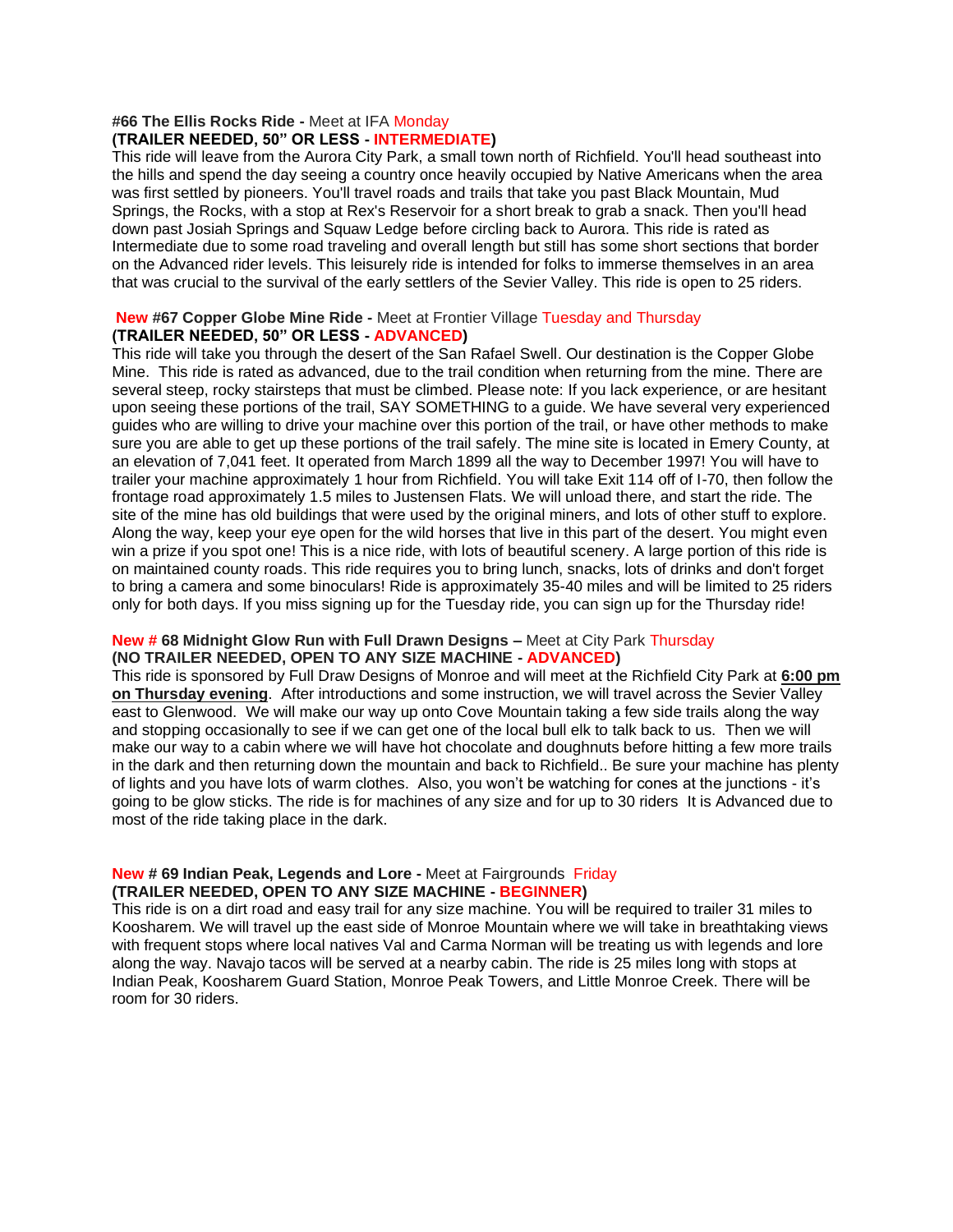**#66 The Ellis Rocks Ride -** Meet at IFA Monday
**(TRAILER NEEDED, 50" OR LESS - INTERMEDIATE)**

This ride will leave from the Aurora City Park, a small town north of Richfield. You'll head southeast into the hills and spend the day seeing a country once heavily occupied by Native Americans when the area was first settled by pioneers. You'll travel roads and trails that take you past Black Mountain, Mud Springs, the Rocks, with a stop at Rex's Reservoir for a short break to grab a snack. Then you'll head down past Josiah Springs and Squaw Ledge before circling back to Aurora. This ride is rated as Intermediate due to some road traveling and overall length but still has some short sections that border on the Advanced rider levels. This leisurely ride is intended for folks to immerse themselves in an area that was crucial to the survival of the early settlers of the Sevier Valley. This ride is open to 25 riders.

**New #67 Copper Globe Mine Ride -** Meet at Frontier Village Tuesday and Thursday
**(TRAILER NEEDED, 50" OR LESS - ADVANCED)**

This ride will take you through the desert of the San Rafael Swell. Our destination is the Copper Globe Mine. This ride is rated as advanced, due to the trail condition when returning from the mine. There are several steep, rocky stairsteps that must be climbed. Please note: If you lack experience, or are hesitant upon seeing these portions of the trail, SAY SOMETHING to a guide. We have several very experienced guides who are willing to drive your machine over this portion of the trail, or have other methods to make sure you are able to get up these portions of the trail safely. The mine site is located in Emery County, at an elevation of 7,041 feet. It operated from March 1899 all the way to December 1997! You will have to trailer your machine approximately 1 hour from Richfield. You will take Exit 114 off of I-70, then follow the frontage road approximately 1.5 miles to Justensen Flats. We will unload there, and start the ride. The site of the mine has old buildings that were used by the original miners, and lots of other stuff to explore. Along the way, keep your eye open for the wild horses that live in this part of the desert. You might even win a prize if you spot one! This is a nice ride, with lots of beautiful scenery. A large portion of this ride is on maintained county roads. This ride requires you to bring lunch, snacks, lots of drinks and don't forget to bring a camera and some binoculars! Ride is approximately 35-40 miles and will be limited to 25 riders only for both days. If you miss signing up for the Tuesday ride, you can sign up for the Thursday ride!

**New # 68 Midnight Glow Run with Full Drawn Designs –** Meet at City Park Thursday
**(NO TRAILER NEEDED, OPEN TO ANY SIZE MACHINE - ADVANCED)**

This ride is sponsored by Full Draw Designs of Monroe and will meet at the Richfield City Park at **6:00 pm on Thursday evening**. After introductions and some instruction, we will travel across the Sevier Valley east to Glenwood. We will make our way up onto Cove Mountain taking a few side trails along the way and stopping occasionally to see if we can get one of the local bull elk to talk back to us. Then we will make our way to a cabin where we will have hot chocolate and doughnuts before hitting a few more trails in the dark and then returning down the mountain and back to Richfield.. Be sure your machine has plenty of lights and you have lots of warm clothes. Also, you won't be watching for cones at the junctions - it's going to be glow sticks. The ride is for machines of any size and for up to 30 riders It is Advanced due to most of the ride taking place in the dark.

**New # 69 Indian Peak, Legends and Lore -** Meet at Fairgrounds Friday
**(TRAILER NEEDED, OPEN TO ANY SIZE MACHINE - BEGINNER)**

This ride is on a dirt road and easy trail for any size machine. You will be required to trailer 31 miles to Koosharem. We will travel up the east side of Monroe Mountain where we will take in breathtaking views with frequent stops where local natives Val and Carma Norman will be treating us with legends and lore along the way. Navajo tacos will be served at a nearby cabin. The ride is 25 miles long with stops at Indian Peak, Koosharem Guard Station, Monroe Peak Towers, and Little Monroe Creek. There will be room for 30 riders.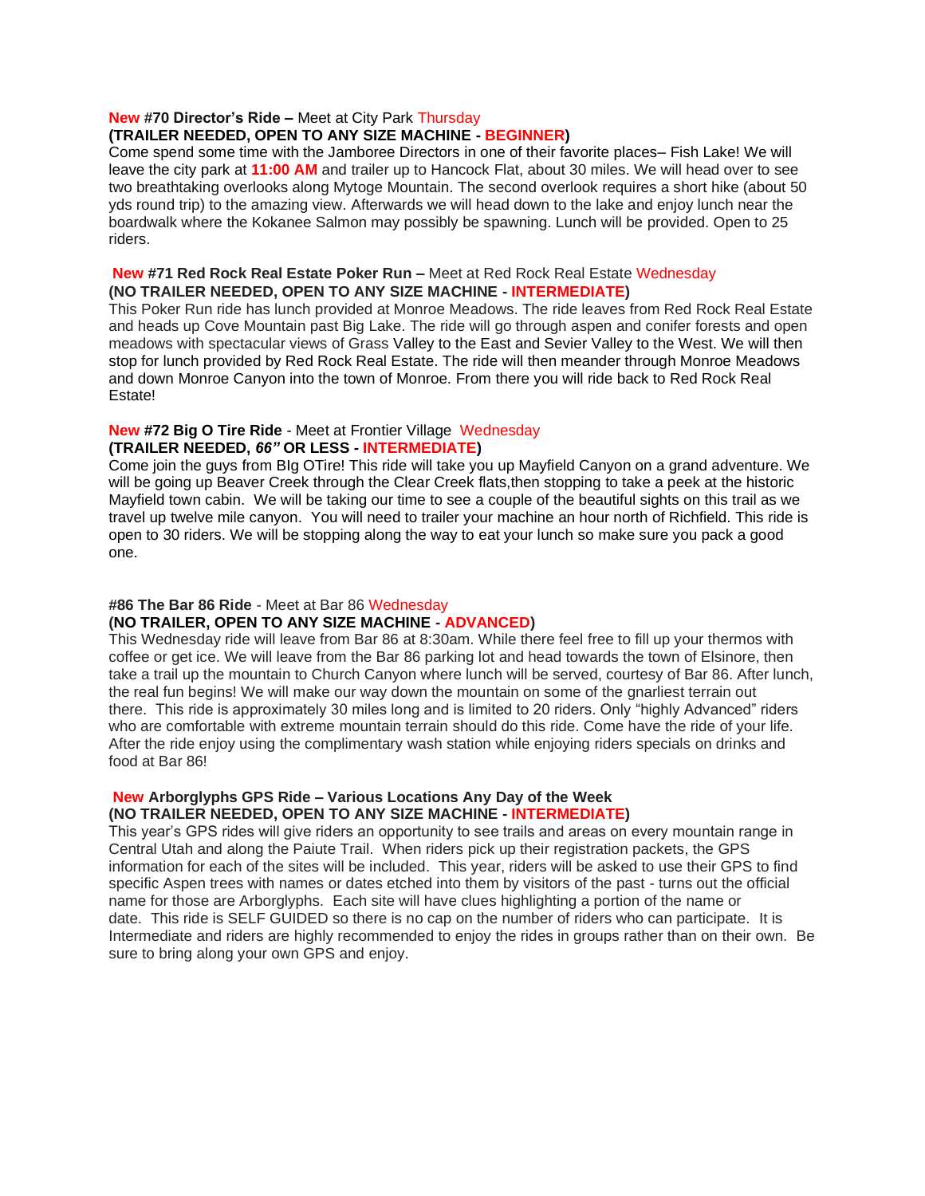**New #70 Director's Ride –** Meet at City Park Thursday
**(TRAILER NEEDED, OPEN TO ANY SIZE MACHINE - BEGINNER)**
Come spend some time with the Jamboree Directors in one of their favorite places– Fish Lake! We will leave the city park at **11:00 AM** and trailer up to Hancock Flat, about 30 miles. We will head over to see two breathtaking overlooks along Mytoge Mountain. The second overlook requires a short hike (about 50 yds round trip) to the amazing view. Afterwards we will head down to the lake and enjoy lunch near the boardwalk where the Kokanee Salmon may possibly be spawning. Lunch will be provided. Open to 25 riders.

**New #71 Red Rock Real Estate Poker Run –** Meet at Red Rock Real Estate Wednesday
**(NO TRAILER NEEDED, OPEN TO ANY SIZE MACHINE - INTERMEDIATE)**
This Poker Run ride has lunch provided at Monroe Meadows. The ride leaves from Red Rock Real Estate and heads up Cove Mountain past Big Lake. The ride will go through aspen and conifer forests and open meadows with spectacular views of Grass Valley to the East and Sevier Valley to the West. We will then stop for lunch provided by Red Rock Real Estate. The ride will then meander through Monroe Meadows and down Monroe Canyon into the town of Monroe. From there you will ride back to Red Rock Real Estate!

**New #72 Big O Tire Ride** - Meet at Frontier Village Wednesday
**(TRAILER NEEDED, *66"* OR LESS - INTERMEDIATE)**
Come join the guys from BIg OTire! This ride will take you up Mayfield Canyon on a grand adventure. We will be going up Beaver Creek through the Clear Creek flats,then stopping to take a peek at the historic Mayfield town cabin. We will be taking our time to see a couple of the beautiful sights on this trail as we travel up twelve mile canyon. You will need to trailer your machine an hour north of Richfield. This ride is open to 30 riders. We will be stopping along the way to eat your lunch so make sure you pack a good one.

**#86 The Bar 86 Ride** - Meet at Bar 86 Wednesday
**(NO TRAILER, OPEN TO ANY SIZE MACHINE - ADVANCED)**
This Wednesday ride will leave from Bar 86 at 8:30am. While there feel free to fill up your thermos with coffee or get ice. We will leave from the Bar 86 parking lot and head towards the town of Elsinore, then take a trail up the mountain to Church Canyon where lunch will be served, courtesy of Bar 86. After lunch, the real fun begins! We will make our way down the mountain on some of the gnarliest terrain out there. This ride is approximately 30 miles long and is limited to 20 riders. Only "highly Advanced" riders who are comfortable with extreme mountain terrain should do this ride. Come have the ride of your life. After the ride enjoy using the complimentary wash station while enjoying riders specials on drinks and food at Bar 86!

**New Arborglyphs GPS Ride – Various Locations Any Day of the Week**
**(NO TRAILER NEEDED, OPEN TO ANY SIZE MACHINE - INTERMEDIATE)**
This year's GPS rides will give riders an opportunity to see trails and areas on every mountain range in Central Utah and along the Paiute Trail. When riders pick up their registration packets, the GPS information for each of the sites will be included. This year, riders will be asked to use their GPS to find specific Aspen trees with names or dates etched into them by visitors of the past - turns out the official name for those are Arborglyphs. Each site will have clues highlighting a portion of the name or date. This ride is SELF GUIDED so there is no cap on the number of riders who can participate. It is Intermediate and riders are highly recommended to enjoy the rides in groups rather than on their own. Be sure to bring along your own GPS and enjoy.